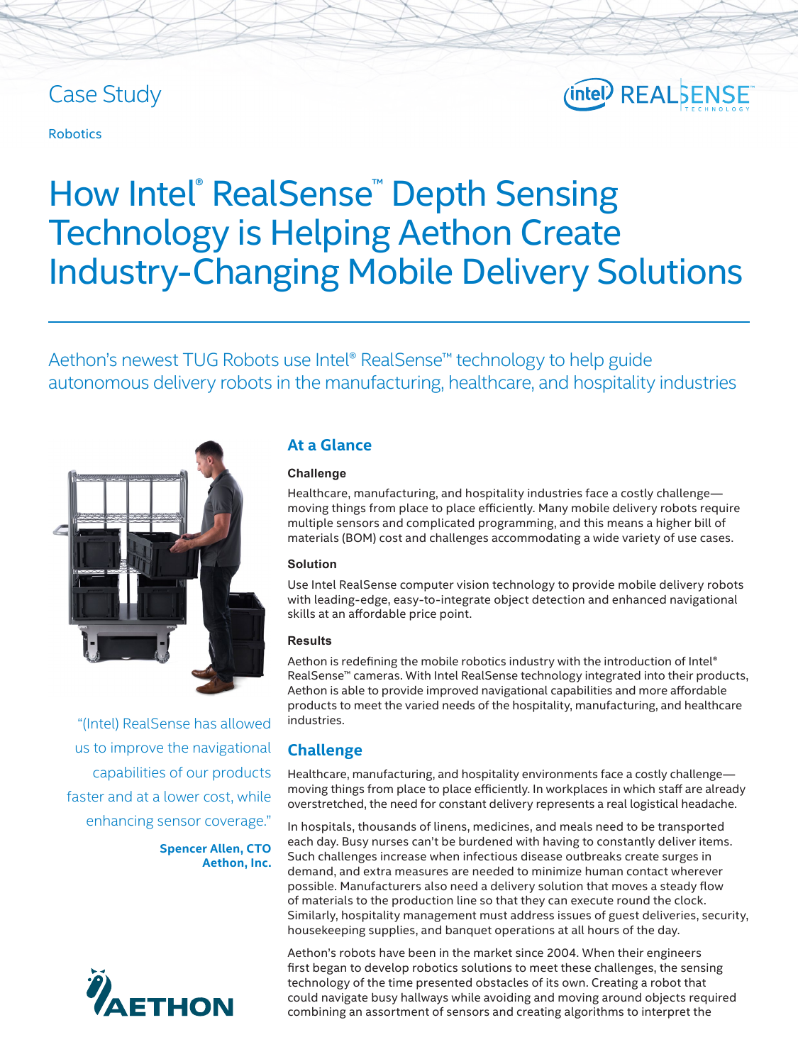Case Study

Robotics

# How Intel® RealSense™ Depth Sensing Technology is Helping Aethon Create Industry-Changing Mobile Delivery Solutions

Aethon's newest TUG Robots use Intel® RealSense™ technology to help guide autonomous delivery robots in the manufacturing, healthcare, and hospitality industries

"(Intel) RealSense has allowed us to improve the navigational capabilities of our products faster and at a lower cost, while enhancing sensor coverage."

**Spencer Allen, CTO**
**Aethon, Inc.**

## At a Glance

### Challenge

Healthcare, manufacturing, and hospitality industries face a costly challenge—moving things from place to place efficiently. Many mobile delivery robots require multiple sensors and complicated programming, and this means a higher bill of materials (BOM) cost and challenges accommodating a wide variety of use cases.

### Solution

Use Intel RealSense computer vision technology to provide mobile delivery robots with leading-edge, easy-to-integrate object detection and enhanced navigational skills at an affordable price point.

### Results

Aethon is redefining the mobile robotics industry with the introduction of Intel® RealSense™ cameras. With Intel RealSense technology integrated into their products, Aethon is able to provide improved navigational capabilities and more affordable products to meet the varied needs of the hospitality, manufacturing, and healthcare industries.

## Challenge

Healthcare, manufacturing, and hospitality environments face a costly challenge—moving things from place to place efficiently. In workplaces in which staff are already overstretched, the need for constant delivery represents a real logistical headache.

In hospitals, thousands of linens, medicines, and meals need to be transported each day. Busy nurses can't be burdened with having to constantly deliver items. Such challenges increase when infectious disease outbreaks create surges in demand, and extra measures are needed to minimize human contact wherever possible. Manufacturers also need a delivery solution that moves a steady flow of materials to the production line so that they can execute round the clock. Similarly, hospitality management must address issues of guest deliveries, security, housekeeping supplies, and banquet operations at all hours of the day.

Aethon's robots have been in the market since 2004. When their engineers first began to develop robotics solutions to meet these challenges, the sensing technology of the time presented obstacles of its own. Creating a robot that could navigate busy hallways while avoiding and moving around objects required combining an assortment of sensors and creating algorithms to interpret the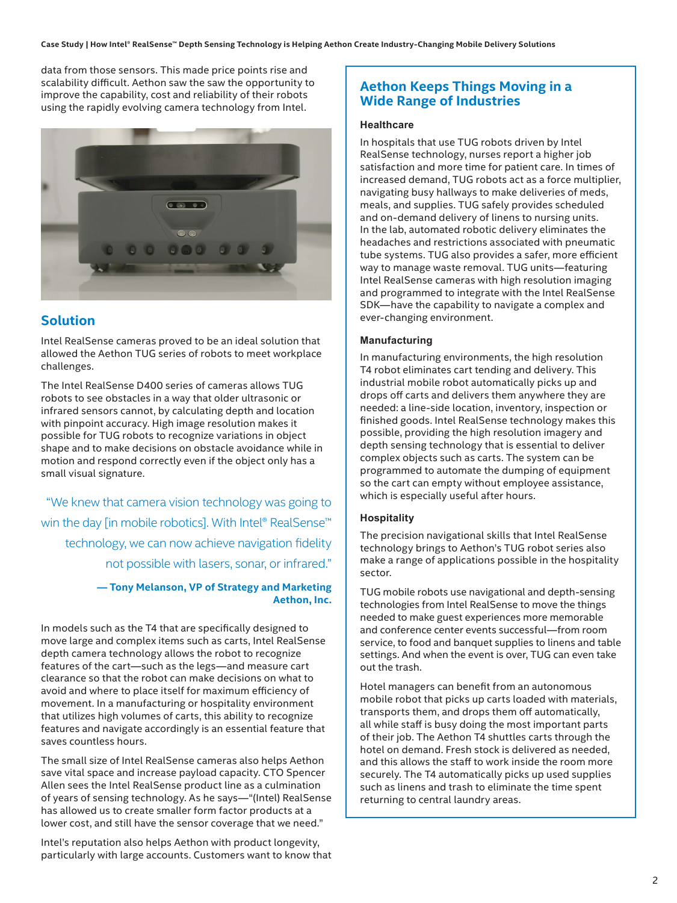data from those sensors. This made price points rise and scalability difficult. Aethon saw the saw the opportunity to improve the capability, cost and reliability of their robots using the rapidly evolving camera technology from Intel.

## Solution

Intel RealSense cameras proved to be an ideal solution that allowed the Aethon TUG series of robots to meet workplace challenges.

The Intel RealSense D400 series of cameras allows TUG robots to see obstacles in a way that older ultrasonic or infrared sensors cannot, by calculating depth and location with pinpoint accuracy. High image resolution makes it possible for TUG robots to recognize variations in object shape and to make decisions on obstacle avoidance while in motion and respond correctly even if the object only has a small visual signature.

> "We knew that camera vision technology was going to win the day [in mobile robotics]. With Intel® RealSense™ technology, we can now achieve navigation fidelity not possible with lasers, sonar, or infrared."
>
> **— Tony Melanson, VP of Strategy and Marketing Aethon, Inc.**

In models such as the T4 that are specifically designed to move large and complex items such as carts, Intel RealSense depth camera technology allows the robot to recognize features of the cart—such as the legs—and measure cart clearance so that the robot can make decisions on what to avoid and where to place itself for maximum efficiency of movement. In a manufacturing or hospitality environment that utilizes high volumes of carts, this ability to recognize features and navigate accordingly is an essential feature that saves countless hours.

The small size of Intel RealSense cameras also helps Aethon save vital space and increase payload capacity. CTO Spencer Allen sees the Intel RealSense product line as a culmination of years of sensing technology. As he says—"(Intel) RealSense has allowed us to create smaller form factor products at a lower cost, and still have the sensor coverage that we need."

Intel's reputation also helps Aethon with product longevity, particularly with large accounts. Customers want to know that

## Aethon Keeps Things Moving in a Wide Range of Industries

### Healthcare

In hospitals that use TUG robots driven by Intel RealSense technology, nurses report a higher job satisfaction and more time for patient care. In times of increased demand, TUG robots act as a force multiplier, navigating busy hallways to make deliveries of meds, meals, and supplies. TUG safely provides scheduled and on-demand delivery of linens to nursing units. In the lab, automated robotic delivery eliminates the headaches and restrictions associated with pneumatic tube systems. TUG also provides a safer, more efficient way to manage waste removal. TUG units—featuring Intel RealSense cameras with high resolution imaging and programmed to integrate with the Intel RealSense SDK—have the capability to navigate a complex and ever-changing environment.

### Manufacturing

In manufacturing environments, the high resolution T4 robot eliminates cart tending and delivery. This industrial mobile robot automatically picks up and drops off carts and delivers them anywhere they are needed: a line-side location, inventory, inspection or finished goods. Intel RealSense technology makes this possible, providing the high resolution imagery and depth sensing technology that is essential to deliver complex objects such as carts. The system can be programmed to automate the dumping of equipment so the cart can empty without employee assistance, which is especially useful after hours.

### Hospitality

The precision navigational skills that Intel RealSense technology brings to Aethon's TUG robot series also make a range of applications possible in the hospitality sector.

TUG mobile robots use navigational and depth-sensing technologies from Intel RealSense to move the things needed to make guest experiences more memorable and conference center events successful—from room service, to food and banquet supplies to linens and table settings. And when the event is over, TUG can even take out the trash.

Hotel managers can benefit from an autonomous mobile robot that picks up carts loaded with materials, transports them, and drops them off automatically, all while staff is busy doing the most important parts of their job. The Aethon T4 shuttles carts through the hotel on demand. Fresh stock is delivered as needed, and this allows the staff to work inside the room more securely. The T4 automatically picks up used supplies such as linens and trash to eliminate the time spent returning to central laundry areas.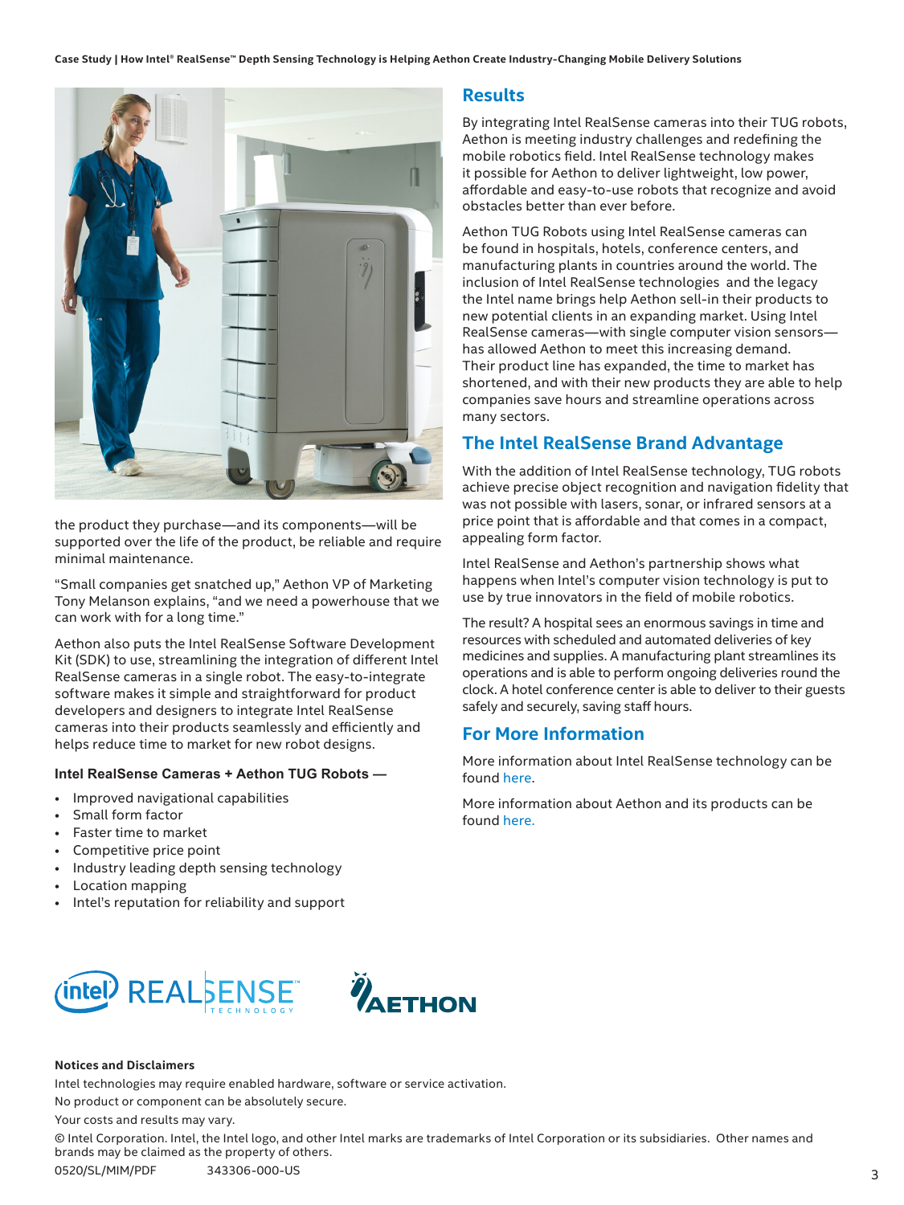the product they purchase—and its components—will be supported over the life of the product, be reliable and require minimal maintenance.

"Small companies get snatched up," Aethon VP of Marketing Tony Melanson explains, "and we need a powerhouse that we can work with for a long time."

Aethon also puts the Intel RealSense Software Development Kit (SDK) to use, streamlining the integration of different Intel RealSense cameras in a single robot. The easy-to-integrate software makes it simple and straightforward for product developers and designers to integrate Intel RealSense cameras into their products seamlessly and efficiently and helps reduce time to market for new robot designs.

**Intel RealSense Cameras + Aethon TUG Robots —**

- Improved navigational capabilities
- Small form factor
- Faster time to market
- Competitive price point
- Industry leading depth sensing technology
- Location mapping
- Intel's reputation for reliability and support

## Results

By integrating Intel RealSense cameras into their TUG robots, Aethon is meeting industry challenges and redefining the mobile robotics field. Intel RealSense technology makes it possible for Aethon to deliver lightweight, low power, affordable and easy-to-use robots that recognize and avoid obstacles better than ever before.

Aethon TUG Robots using Intel RealSense cameras can be found in hospitals, hotels, conference centers, and manufacturing plants in countries around the world. The inclusion of Intel RealSense technologies and the legacy the Intel name brings help Aethon sell-in their products to new potential clients in an expanding market. Using Intel RealSense cameras—with single computer vision sensors—has allowed Aethon to meet this increasing demand. Their product line has expanded, the time to market has shortened, and with their new products they are able to help companies save hours and streamline operations across many sectors.

## The Intel RealSense Brand Advantage

With the addition of Intel RealSense technology, TUG robots achieve precise object recognition and navigation fidelity that was not possible with lasers, sonar, or infrared sensors at a price point that is affordable and that comes in a compact, appealing form factor.

Intel RealSense and Aethon's partnership shows what happens when Intel's computer vision technology is put to use by true innovators in the field of mobile robotics.

The result? A hospital sees an enormous savings in time and resources with scheduled and automated deliveries of key medicines and supplies. A manufacturing plant streamlines its operations and is able to perform ongoing deliveries round the clock. A hotel conference center is able to deliver to their guests safely and securely, saving staff hours.

## For More Information

More information about Intel RealSense technology can be found here.

More information about Aethon and its products can be found here.

**Notices and Disclaimers**

Intel technologies may require enabled hardware, software or service activation.

No product or component can be absolutely secure.

Your costs and results may vary.

© Intel Corporation. Intel, the Intel logo, and other Intel marks are trademarks of Intel Corporation or its subsidiaries. Other names and brands may be claimed as the property of others.

0520/SL/MIM/PDF 343306-000-US